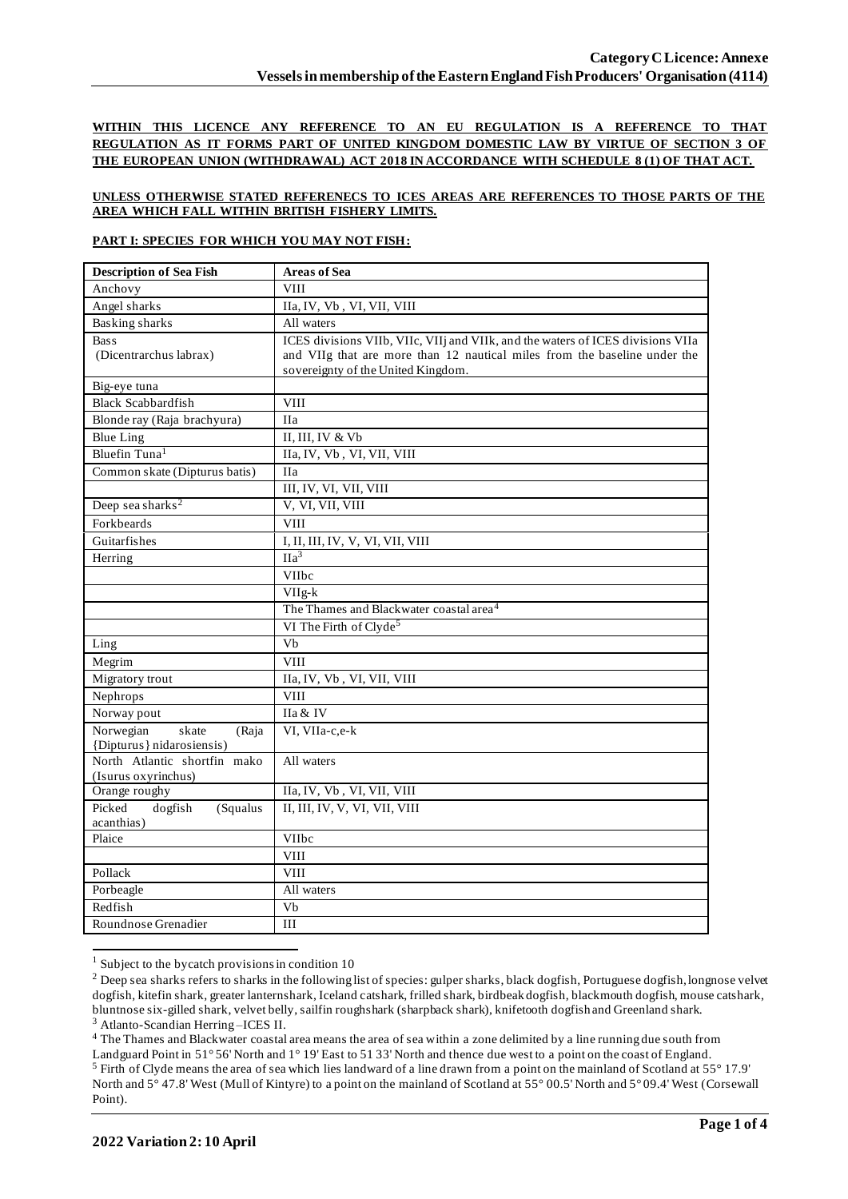**Category C Licence: Annexe**
**Vessels in membership of the Eastern England Fish Producers' Organisation (4114)**

**WITHIN THIS LICENCE ANY REFERENCE TO AN EU REGULATION IS A REFERENCE TO THAT REGULATION AS IT FORMS PART OF UNITED KINGDOM DOMESTIC LAW BY VIRTUE OF SECTION 3 OF THE EUROPEAN UNION (WITHDRAWAL) ACT 2018 IN ACCORDANCE WITH SCHEDULE 8 (1) OF THAT ACT.**

**UNLESS OTHERWISE STATED REFERENECS TO ICES AREAS ARE REFERENCES TO THOSE PARTS OF THE AREA WHICH FALL WITHIN BRITISH FISHERY LIMITS.**

**PART I: SPECIES FOR WHICH YOU MAY NOT FISH:**

| Description of Sea Fish | Areas of Sea |
|---|---|
| Anchovy | VIII |
| Angel sharks | IIa, IV, Vb, VI, VII, VIII |
| Basking sharks | All waters |
| Bass (Dicentrarchus labrax) | ICES divisions VIIb, VIIc, VIIj and VIIk, and the waters of ICES divisions VIIa and VIIg that are more than 12 nautical miles from the baseline under the sovereignty of the United Kingdom. |
| Big-eye tuna | |
| Black Scabbardfish | VIII |
| Blonde ray (Raja brachyura) | IIa |
| Blue Ling | II, III, IV & Vb |
| Bluefin Tuna[1] | IIa, IV, Vb, VI, VII, VIII |
| Common skate (Dipturus batis) | IIa |
| | III, IV, VI, VII, VIII |
| Deep sea sharks[2] | V, VI, VII, VIII |
| Forkbeards | VIII |
| Guitarfishes | I, II, III, IV, V, VI, VII, VIII |
| Herring | IIa[3] |
| | VIIbc |
| | VIIg-k |
| | The Thames and Blackwater coastal area[4] |
| | VI The Firth of Clyde[5] |
| Ling | Vb |
| Megrim | VIII |
| Migratory trout | IIa, IV, Vb, VI, VII, VIII |
| Nephrops | VIII |
| Norway pout | IIa & IV |
| Norwegian skate (Raja {Dipturus} nidarosiensis) | VI, VIIa-c,e-k |
| North Atlantic shortfin mako (Isurus oxyrinchus) | All waters |
| Orange roughy | IIa, IV, Vb, VI, VII, VIII |
| Picked dogfish (Squalus acanthias) | II, III, IV, V, VI, VII, VIII |
| Plaice | VIIbc |
| | VIII |
| Pollack | VIII |
| Porbeagle | All waters |
| Redfish | Vb |
| Roundnose Grenadier | III |

[1] Subject to the bycatch provisions in condition 10

[2] Deep sea sharks refers to sharks in the following list of species: gulper sharks, black dogfish, Portuguese dogfish, longnose velvet dogfish, kitefin shark, greater lanternshark, Iceland catshark, frilled shark, birdbeak dogfish, blackmouth dogfish, mouse catshark, bluntnose six-gilled shark, velvet belly, sailfin roughshark (sharpback shark), knifetooth dogfish and Greenland shark.

[3] Atlanto-Scandian Herring – ICES II.

[4] The Thames and Blackwater coastal area means the area of sea within a zone delimited by a line running due south from Landguard Point in 51° 56' North and 1° 19' East to 51 33' North and thence due west to a point on the coast of England.

[5] Firth of Clyde means the area of sea which lies landward of a line drawn from a point on the mainland of Scotland at 55° 17.9' North and 5° 47.8' West (Mull of Kintyre) to a point on the mainland of Scotland at 55° 00.5' North and 5° 09.4' West (Corsewall Point).

**2022 Variation 2: 10 April**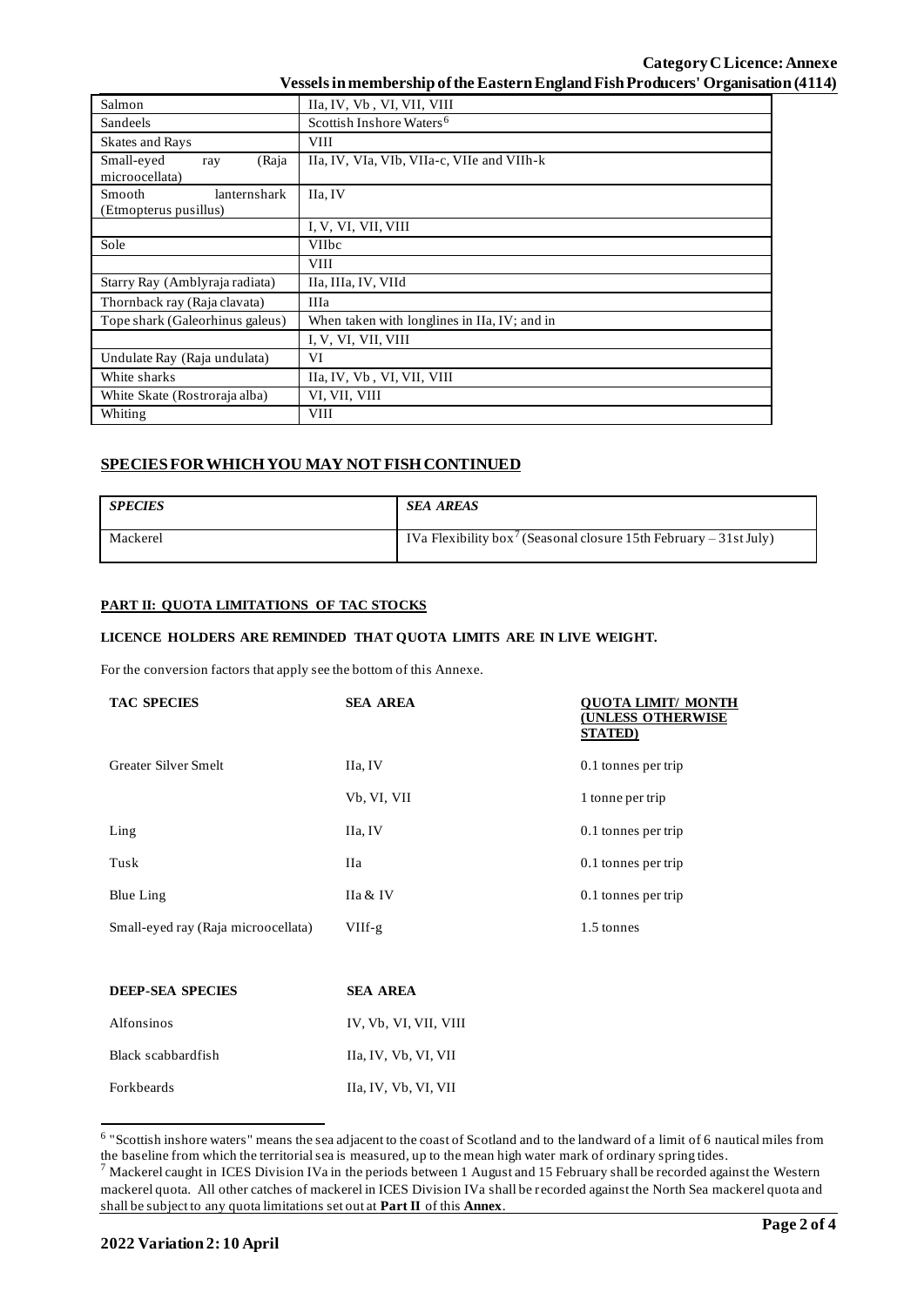| | |
|---|---|
| Salmon | IIa, IV, Vb , VI, VII, VIII |
| Sandeels | Scottish Inshore Waters[6] |
| Skates and Rays | VIII |
| Small-eyed ray (Raja microocellata) | IIa, IV, VIa, VIb, VIIa-c, VIIe and VIIh-k |
| Smooth lanternshark (Etmopterus pusillus) | IIa, IV |
| | I, V, VI, VII, VIII |
| Sole | VIIbc |
| | VIII |
| Starry Ray (Amblyraja radiata) | IIa, IIIa, IV, VIId |
| Thornback ray (Raja clavata) | IIIa |
| Tope shark (Galeorhinus galeus) | When taken with longlines in IIa, IV; and in |
| | I, V, VI, VII, VIII |
| Undulate Ray (Raja undulata) | VI |
| White sharks | IIa, IV, Vb , VI, VII, VIII |
| White Skate (Rostroraja alba) | VI, VII, VIII |
| Whiting | VIII |

## SPECIES FOR WHICH YOU MAY NOT FISH CONTINUED

| *SPECIES* | *SEA AREAS* |
|---|---|
| Mackerel | IVa Flexibility box[7] (Seasonal closure 15th February – 31st July) |

### PART II: QUOTA LIMITATIONS OF TAC STOCKS

**LICENCE HOLDERS ARE REMINDED THAT QUOTA LIMITS ARE IN LIVE WEIGHT.**

For the conversion factors that apply see the bottom of this Annexe.

| TAC SPECIES | SEA AREA | QUOTA LIMIT/ MONTH (UNLESS OTHERWISE STATED) |
|---|---|---|
| Greater Silver Smelt | IIa, IV | 0.1 tonnes per trip |
| | Vb, VI, VII | 1 tonne per trip |
| Ling | IIa, IV | 0.1 tonnes per trip |
| Tusk | IIa | 0.1 tonnes per trip |
| Blue Ling | IIa & IV | 0.1 tonnes per trip |
| Small-eyed ray (Raja microocellata) | VIIf-g | 1.5 tonnes |

| DEEP-SEA SPECIES | SEA AREA |
|---|---|
| Alfonsinos | IV, Vb, VI, VII, VIII |
| Black scabbardfish | IIa, IV, Vb, VI, VII |
| Forkbeards | IIa, IV, Vb, VI, VII |

[6] "Scottish inshore waters" means the sea adjacent to the coast of Scotland and to the landward of a limit of 6 nautical miles from the baseline from which the territorial sea is measured, up to the mean high water mark of ordinary spring tides.

[7] Mackerel caught in ICES Division IVa in the periods between 1 August and 15 February shall be recorded against the Western mackerel quota. All other catches of mackerel in ICES Division IVa shall be recorded against the North Sea mackerel quota and shall be subject to any quota limitations set out at **Part II** of this **Annex**.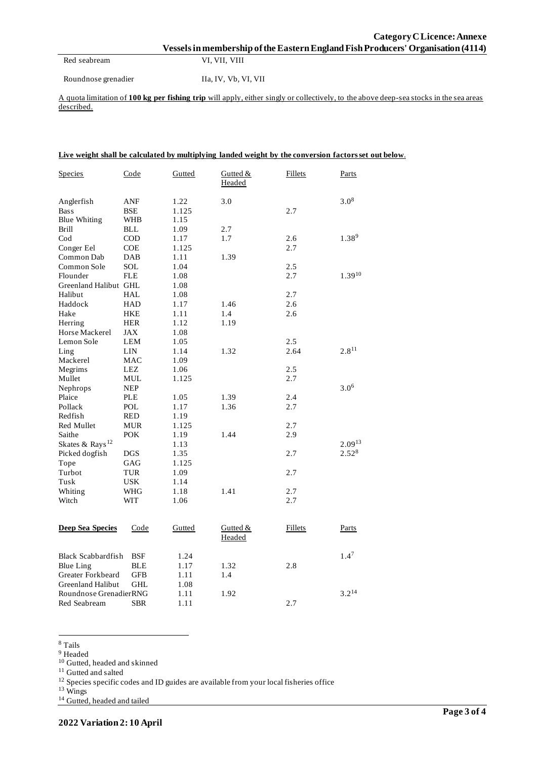| | |
|---|---|
| Red seabream | VI, VII, VIII |
| Roundnose grenadier | IIa, IV, Vb, VI, VII |

A quota limitation of **100 kg per fishing trip** will apply, either singly or collectively, to the above deep-sea stocks in the sea areas described.

**Live weight shall be calculated by multiplying landed weight by the conversion factors set out below**.

| Species | Code | Gutted | Gutted & Headed | Fillets | Parts |
|---|---|---|---|---|---|
| Anglerfish | ANF | 1.22 | 3.0 | | 3.0[8] |
| Bass | BSE | 1.125 | | 2.7 | |
| Blue Whiting | WHB | 1.15 | | | |
| Brill | BLL | 1.09 | 2.7 | | |
| Cod | COD | 1.17 | 1.7 | 2.6 | 1.38[9] |
| Conger Eel | COE | 1.125 | | 2.7 | |
| Common Dab | DAB | 1.11 | 1.39 | | |
| Common Sole | SOL | 1.04 | | 2.5 | |
| Flounder | FLE | 1.08 | | 2.7 | 1.39[10] |
| Greenland Halibut | GHL | 1.08 | | | |
| Halibut | HAL | 1.08 | | 2.7 | |
| Haddock | HAD | 1.17 | 1.46 | 2.6 | |
| Hake | HKE | 1.11 | 1.4 | 2.6 | |
| Herring | HER | 1.12 | 1.19 | | |
| Horse Mackerel | JAX | 1.08 | | | |
| Lemon Sole | LEM | 1.05 | | 2.5 | |
| Ling | LIN | 1.14 | 1.32 | 2.64 | 2.8[11] |
| Mackerel | MAC | 1.09 | | | |
| Megrims | LEZ | 1.06 | | 2.5 | |
| Mullet | MUL | 1.125 | | 2.7 | |
| Nephrops | NEP | | | | 3.0[6] |
| Plaice | PLE | 1.05 | 1.39 | 2.4 | |
| Pollack | POL | 1.17 | 1.36 | 2.7 | |
| Redfish | RED | 1.19 | | | |
| Red Mullet | MUR | 1.125 | | 2.7 | |
| Saithe | POK | 1.19 | 1.44 | 2.9 | |
| Skates & Rays[12] | | 1.13 | | | 2.09[13] |
| Picked dogfish | DGS | 1.35 | | 2.7 | 2.52[8] |
| Tope | GAG | 1.125 | | | |
| Turbot | TUR | 1.09 | | 2.7 | |
| Tusk | USK | 1.14 | | | |
| Whiting | WHG | 1.18 | 1.41 | 2.7 | |
| Witch | WIT | 1.06 | | 2.7 | |

| **Deep Sea Species** | Code | Gutted | Gutted & Headed | Fillets | Parts |
|---|---|---|---|---|---|
| Black Scabbardfish | BSF | 1.24 | | | 1.4[7] |
| Blue Ling | BLE | 1.17 | 1.32 | 2.8 | |
| Greater Forkbeard | GFB | 1.11 | 1.4 | | |
| Greenland Halibut | GHL | 1.08 | | | |
| Roundnose Grenadier | RNG | 1.11 | 1.92 | | 3.2[14] |
| Red Seabream | SBR | 1.11 | | 2.7 | |

[8] Tails
[9] Headed
[10] Gutted, headed and skinned
[11] Gutted and salted
[12] Species specific codes and ID guides are available from your local fisheries office
[13] Wings
[14] Gutted, headed and tailed